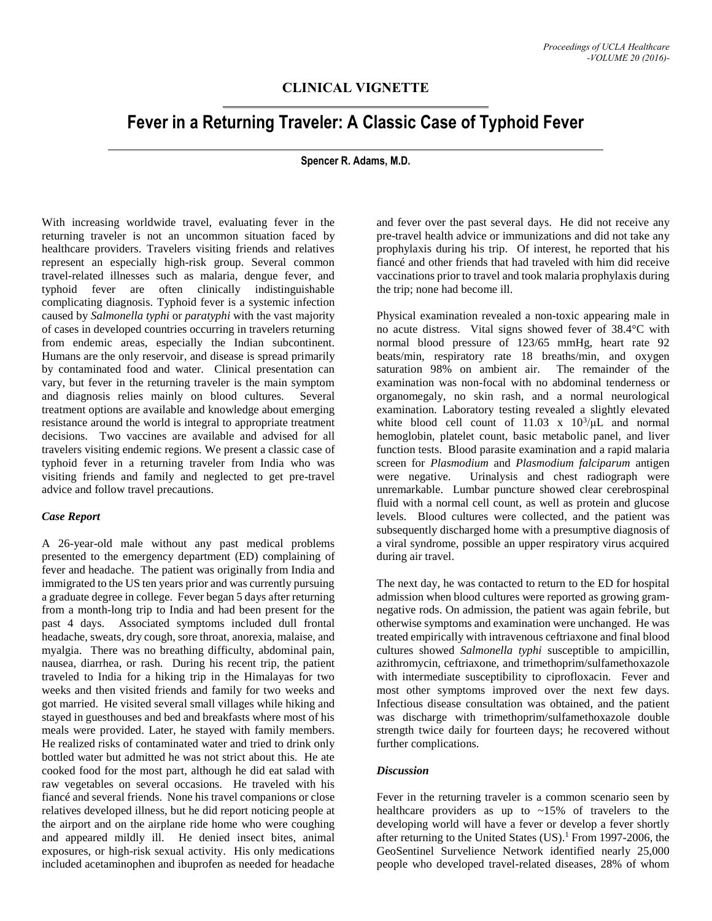## CLINICAL VIGNETTE

# Fever in a Returning Traveler: A Classic Case of Typhoid Fever

**Spencer R. Adams, M.D.**

With increasing worldwide travel, evaluating fever in the returning traveler is not an uncommon situation faced by healthcare providers. Travelers visiting friends and relatives represent an especially high-risk group. Several common travel-related illnesses such as malaria, dengue fever, and typhoid fever are often clinically indistinguishable complicating diagnosis. Typhoid fever is a systemic infection caused by *Salmonella typhi* or *paratyphi* with the vast majority of cases in developed countries occurring in travelers returning from endemic areas, especially the Indian subcontinent. Humans are the only reservoir, and disease is spread primarily by contaminated food and water. Clinical presentation can vary, but fever in the returning traveler is the main symptom and diagnosis relies mainly on blood cultures. Several treatment options are available and knowledge about emerging resistance around the world is integral to appropriate treatment decisions. Two vaccines are available and advised for all travelers visiting endemic regions. We present a classic case of typhoid fever in a returning traveler from India who was visiting friends and family and neglected to get pre-travel advice and follow travel precautions.

### *Case Report*

A 26-year-old male without any past medical problems presented to the emergency department (ED) complaining of fever and headache. The patient was originally from India and immigrated to the US ten years prior and was currently pursuing a graduate degree in college. Fever began 5 days after returning from a month-long trip to India and had been present for the past 4 days. Associated symptoms included dull frontal headache, sweats, dry cough, sore throat, anorexia, malaise, and myalgia. There was no breathing difficulty, abdominal pain, nausea, diarrhea, or rash. During his recent trip, the patient traveled to India for a hiking trip in the Himalayas for two weeks and then visited friends and family for two weeks and got married. He visited several small villages while hiking and stayed in guesthouses and bed and breakfasts where most of his meals were provided. Later, he stayed with family members. He realized risks of contaminated water and tried to drink only bottled water but admitted he was not strict about this. He ate cooked food for the most part, although he did eat salad with raw vegetables on several occasions. He traveled with his fiancé and several friends. None his travel companions or close relatives developed illness, but he did report noticing people at the airport and on the airplane ride home who were coughing and appeared mildly ill. He denied insect bites, animal exposures, or high-risk sexual activity. His only medications included acetaminophen and ibuprofen as needed for headache and fever over the past several days. He did not receive any pre-travel health advice or immunizations and did not take any prophylaxis during his trip. Of interest, he reported that his fiancé and other friends that had traveled with him did receive vaccinations prior to travel and took malaria prophylaxis during the trip; none had become ill.

Physical examination revealed a non-toxic appearing male in no acute distress. Vital signs showed fever of 38.4°C with normal blood pressure of 123/65 mmHg, heart rate 92 beats/min, respiratory rate 18 breaths/min, and oxygen saturation 98% on ambient air. The remainder of the examination was non-focal with no abdominal tenderness or organomegaly, no skin rash, and a normal neurological examination. Laboratory testing revealed a slightly elevated white blood cell count of 11.03 x $10^3$/μL and normal hemoglobin, platelet count, basic metabolic panel, and liver function tests. Blood parasite examination and a rapid malaria screen for *Plasmodium* and *Plasmodium falciparum* antigen were negative. Urinalysis and chest radiograph were unremarkable. Lumbar puncture showed clear cerebrospinal fluid with a normal cell count, as well as protein and glucose levels. Blood cultures were collected, and the patient was subsequently discharged home with a presumptive diagnosis of a viral syndrome, possible an upper respiratory virus acquired during air travel.

The next day, he was contacted to return to the ED for hospital admission when blood cultures were reported as growing gram-negative rods. On admission, the patient was again febrile, but otherwise symptoms and examination were unchanged. He was treated empirically with intravenous ceftriaxone and final blood cultures showed *Salmonella typhi* susceptible to ampicillin, azithromycin, ceftriaxone, and trimethoprim/sulfamethoxazole with intermediate susceptibility to ciprofloxacin. Fever and most other symptoms improved over the next few days. Infectious disease consultation was obtained, and the patient was discharge with trimethoprim/sulfamethoxazole double strength twice daily for fourteen days; he recovered without further complications.

### *Discussion*

Fever in the returning traveler is a common scenario seen by healthcare providers as up to ~15% of travelers to the developing world will have a fever or develop a fever shortly after returning to the United States (US).[1] From 1997-2006, the GeoSentinel Survelience Network identified nearly 25,000 people who developed travel-related diseases, 28% of whom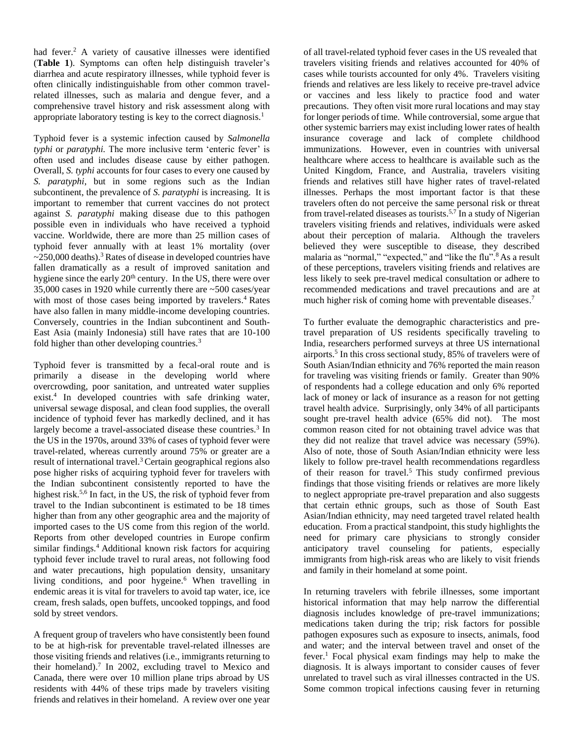had fever.[2] A variety of causative illnesses were identified (**Table 1**). Symptoms can often help distinguish traveler's diarrhea and acute respiratory illnesses, while typhoid fever is often clinically indistinguishable from other common travel-related illnesses, such as malaria and dengue fever, and a comprehensive travel history and risk assessment along with appropriate laboratory testing is key to the correct diagnosis.[1]

Typhoid fever is a systemic infection caused by *Salmonella typhi* or *paratyphi.* The more inclusive term 'enteric fever' is often used and includes disease cause by either pathogen. Overall, *S. typhi* accounts for four cases to every one caused by *S. paratyphi*, but in some regions such as the Indian subcontinent, the prevalence of *S. paratyphi* is increasing. It is important to remember that current vaccines do not protect against *S. paratyphi* making disease due to this pathogen possible even in individuals who have received a typhoid vaccine. Worldwide, there are more than 25 million cases of typhoid fever annually with at least 1% mortality (over ~250,000 deaths).[3] Rates of disease in developed countries have fallen dramatically as a result of improved sanitation and hygiene since the early 20th century. In the US, there were over 35,000 cases in 1920 while currently there are ~500 cases/year with most of those cases being imported by travelers.[4] Rates have also fallen in many middle-income developing countries. Conversely, countries in the Indian subcontinent and South-East Asia (mainly Indonesia) still have rates that are 10-100 fold higher than other developing countries.[3]

Typhoid fever is transmitted by a fecal-oral route and is primarily a disease in the developing world where overcrowding, poor sanitation, and untreated water supplies exist.[4] In developed countries with safe drinking water, universal sewage disposal, and clean food supplies, the overall incidence of typhoid fever has markedly declined, and it has largely become a travel-associated disease these countries.[3] In the US in the 1970s, around 33% of cases of typhoid fever were travel-related, whereas currently around 75% or greater are a result of international travel.[3] Certain geographical regions also pose higher risks of acquiring typhoid fever for travelers with the Indian subcontinent consistently reported to have the highest risk.[5,6] In fact, in the US, the risk of typhoid fever from travel to the Indian subcontinent is estimated to be 18 times higher than from any other geographic area and the majority of imported cases to the US come from this region of the world. Reports from other developed countries in Europe confirm similar findings.[4] Additional known risk factors for acquiring typhoid fever include travel to rural areas, not following food and water precautions, high population density, unsanitary living conditions, and poor hygeine.[6] When travelling in endemic areas it is vital for travelers to avoid tap water, ice, ice cream, fresh salads, open buffets, uncooked toppings, and food sold by street vendors.

A frequent group of travelers who have consistently been found to be at high-risk for preventable travel-related illnesses are those visiting friends and relatives (i.e., immigrants returning to their homeland).[7] In 2002, excluding travel to Mexico and Canada, there were over 10 million plane trips abroad by US residents with 44% of these trips made by travelers visiting friends and relatives in their homeland. A review over one year of all travel-related typhoid fever cases in the US revealed that travelers visiting friends and relatives accounted for 40% of cases while tourists accounted for only 4%. Travelers visiting friends and relatives are less likely to receive pre-travel advice or vaccines and less likely to practice food and water precautions. They often visit more rural locations and may stay for longer periods of time. While controversial, some argue that other systemic barriers may exist including lower rates of health insurance coverage and lack of complete childhood immunizations. However, even in countries with universal healthcare where access to healthcare is available such as the United Kingdom, France, and Australia, travelers visiting friends and relatives still have higher rates of travel-related illnesses. Perhaps the most important factor is that these travelers often do not perceive the same personal risk or threat from travel-related diseases as tourists.[5,7] In a study of Nigerian travelers visiting friends and relatives, individuals were asked about their perception of malaria. Although the travelers believed they were susceptible to disease, they described malaria as "normal," "expected," and "like the flu".[8] As a result of these perceptions, travelers visiting friends and relatives are less likely to seek pre-travel medical consultation or adhere to recommended medications and travel precautions and are at much higher risk of coming home with preventable diseases.[7]

To further evaluate the demographic characteristics and pre-travel preparation of US residents specifically traveling to India, researchers performed surveys at three US international airports.[5] In this cross sectional study, 85% of travelers were of South Asian/Indian ethnicity and 76% reported the main reason for traveling was visiting friends or family. Greater than 90% of respondents had a college education and only 6% reported lack of money or lack of insurance as a reason for not getting travel health advice. Surprisingly, only 34% of all participants sought pre-travel health advice (65% did not). The most common reason cited for not obtaining travel advice was that they did not realize that travel advice was necessary (59%). Also of note, those of South Asian/Indian ethnicity were less likely to follow pre-travel health recommendations regardless of their reason for travel.[5] This study confirmed previous findings that those visiting friends or relatives are more likely to neglect appropriate pre-travel preparation and also suggests that certain ethnic groups, such as those of South East Asian/Indian ethnicity, may need targeted travel related health education. From a practical standpoint, this study highlights the need for primary care physicians to strongly consider anticipatory travel counseling for patients, especially immigrants from high-risk areas who are likely to visit friends and family in their homeland at some point.

In returning travelers with febrile illnesses, some important historical information that may help narrow the differential diagnosis includes knowledge of pre-travel immunizations; medications taken during the trip; risk factors for possible pathogen exposures such as exposure to insects, animals, food and water; and the interval between travel and onset of the fever.[1] Focal physical exam findings may help to make the diagnosis. It is always important to consider causes of fever unrelated to travel such as viral illnesses contracted in the US. Some common tropical infections causing fever in returning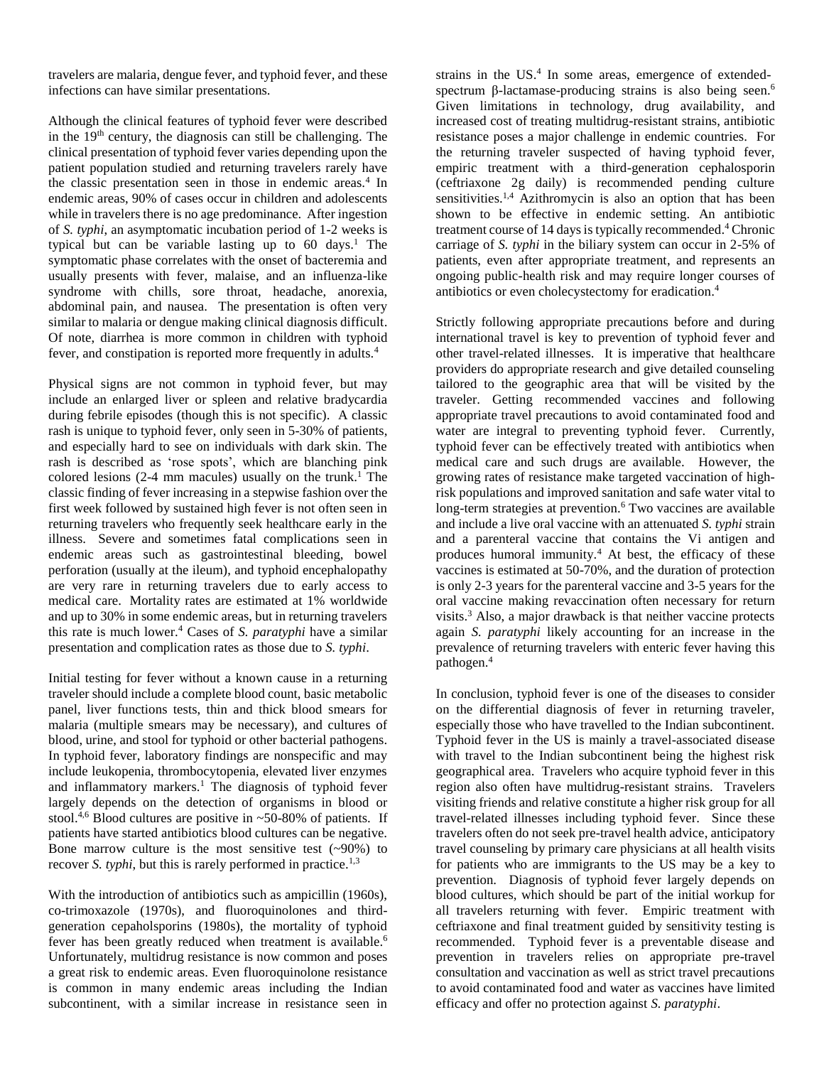travelers are malaria, dengue fever, and typhoid fever, and these infections can have similar presentations.

Although the clinical features of typhoid fever were described in the 19th century, the diagnosis can still be challenging. The clinical presentation of typhoid fever varies depending upon the patient population studied and returning travelers rarely have the classic presentation seen in those in endemic areas.[4] In endemic areas, 90% of cases occur in children and adolescents while in travelers there is no age predominance. After ingestion of *S. typhi*, an asymptomatic incubation period of 1-2 weeks is typical but can be variable lasting up to 60 days.[1] The symptomatic phase correlates with the onset of bacteremia and usually presents with fever, malaise, and an influenza-like syndrome with chills, sore throat, headache, anorexia, abdominal pain, and nausea. The presentation is often very similar to malaria or dengue making clinical diagnosis difficult. Of note, diarrhea is more common in children with typhoid fever, and constipation is reported more frequently in adults.[4]

Physical signs are not common in typhoid fever, but may include an enlarged liver or spleen and relative bradycardia during febrile episodes (though this is not specific). A classic rash is unique to typhoid fever, only seen in 5-30% of patients, and especially hard to see on individuals with dark skin. The rash is described as 'rose spots', which are blanching pink colored lesions (2-4 mm macules) usually on the trunk.[1] The classic finding of fever increasing in a stepwise fashion over the first week followed by sustained high fever is not often seen in returning travelers who frequently seek healthcare early in the illness. Severe and sometimes fatal complications seen in endemic areas such as gastrointestinal bleeding, bowel perforation (usually at the ileum), and typhoid encephalopathy are very rare in returning travelers due to early access to medical care. Mortality rates are estimated at 1% worldwide and up to 30% in some endemic areas, but in returning travelers this rate is much lower.[4] Cases of *S. paratyphi* have a similar presentation and complication rates as those due to *S. typhi*.

Initial testing for fever without a known cause in a returning traveler should include a complete blood count, basic metabolic panel, liver functions tests, thin and thick blood smears for malaria (multiple smears may be necessary), and cultures of blood, urine, and stool for typhoid or other bacterial pathogens. In typhoid fever, laboratory findings are nonspecific and may include leukopenia, thrombocytopenia, elevated liver enzymes and inflammatory markers.[1] The diagnosis of typhoid fever largely depends on the detection of organisms in blood or stool.[4,6] Blood cultures are positive in ~50-80% of patients. If patients have started antibiotics blood cultures can be negative. Bone marrow culture is the most sensitive test (~90%) to recover *S. typhi*, but this is rarely performed in practice.[1,3]

With the introduction of antibiotics such as ampicillin (1960s), co-trimoxazole (1970s), and fluoroquinolones and third-generation cepaholsporins (1980s), the mortality of typhoid fever has been greatly reduced when treatment is available.[6] Unfortunately, multidrug resistance is now common and poses a great risk to endemic areas. Even fluoroquinolone resistance is common in many endemic areas including the Indian subcontinent, with a similar increase in resistance seen in strains in the US.[4] In some areas, emergence of extended-spectrum β-lactamase-producing strains is also being seen.[6] Given limitations in technology, drug availability, and increased cost of treating multidrug-resistant strains, antibiotic resistance poses a major challenge in endemic countries. For the returning traveler suspected of having typhoid fever, empiric treatment with a third-generation cephalosporin (ceftriaxone 2g daily) is recommended pending culture sensitivities.[1,4] Azithromycin is also an option that has been shown to be effective in endemic setting. An antibiotic treatment course of 14 days is typically recommended.[4] Chronic carriage of *S. typhi* in the biliary system can occur in 2-5% of patients, even after appropriate treatment, and represents an ongoing public-health risk and may require longer courses of antibiotics or even cholecystectomy for eradication.[4]

Strictly following appropriate precautions before and during international travel is key to prevention of typhoid fever and other travel-related illnesses. It is imperative that healthcare providers do appropriate research and give detailed counseling tailored to the geographic area that will be visited by the traveler. Getting recommended vaccines and following appropriate travel precautions to avoid contaminated food and water are integral to preventing typhoid fever. Currently, typhoid fever can be effectively treated with antibiotics when medical care and such drugs are available. However, the growing rates of resistance make targeted vaccination of high-risk populations and improved sanitation and safe water vital to long-term strategies at prevention.[6] Two vaccines are available and include a live oral vaccine with an attenuated *S. typhi* strain and a parenteral vaccine that contains the Vi antigen and produces humoral immunity.[4] At best, the efficacy of these vaccines is estimated at 50-70%, and the duration of protection is only 2-3 years for the parenteral vaccine and 3-5 years for the oral vaccine making revaccination often necessary for return visits.[3] Also, a major drawback is that neither vaccine protects again *S. paratyphi* likely accounting for an increase in the prevalence of returning travelers with enteric fever having this pathogen.[4]

In conclusion, typhoid fever is one of the diseases to consider on the differential diagnosis of fever in returning traveler, especially those who have travelled to the Indian subcontinent. Typhoid fever in the US is mainly a travel-associated disease with travel to the Indian subcontinent being the highest risk geographical area. Travelers who acquire typhoid fever in this region also often have multidrug-resistant strains. Travelers visiting friends and relative constitute a higher risk group for all travel-related illnesses including typhoid fever. Since these travelers often do not seek pre-travel health advice, anticipatory travel counseling by primary care physicians at all health visits for patients who are immigrants to the US may be a key to prevention. Diagnosis of typhoid fever largely depends on blood cultures, which should be part of the initial workup for all travelers returning with fever. Empiric treatment with ceftriaxone and final treatment guided by sensitivity testing is recommended. Typhoid fever is a preventable disease and prevention in travelers relies on appropriate pre-travel consultation and vaccination as well as strict travel precautions to avoid contaminated food and water as vaccines have limited efficacy and offer no protection against *S. paratyphi*.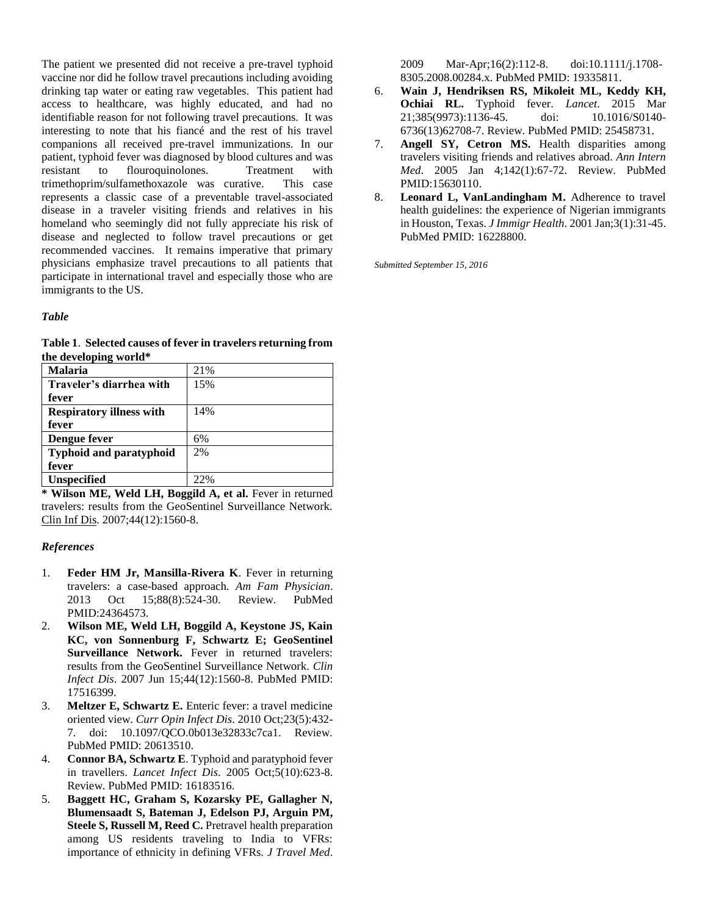The patient we presented did not receive a pre-travel typhoid vaccine nor did he follow travel precautions including avoiding drinking tap water or eating raw vegetables. This patient had access to healthcare, was highly educated, and had no identifiable reason for not following travel precautions. It was interesting to note that his fiancé and the rest of his travel companions all received pre-travel immunizations. In our patient, typhoid fever was diagnosed by blood cultures and was resistant to flouroquinolones. Treatment with trimethoprim/sulfamethoxazole was curative. This case represents a classic case of a preventable travel-associated disease in a traveler visiting friends and relatives in his homeland who seemingly did not fully appreciate his risk of disease and neglected to follow travel precautions or get recommended vaccines. It remains imperative that primary physicians emphasize travel precautions to all patients that participate in international travel and especially those who are immigrants to the US.

### *Table*

**Table 1**. **Selected causes of fever in travelers returning from the developing world***

| | |
|---|---|
| **Malaria** | 21% |
| **Traveler's diarrhea with fever** | 15% |
| **Respiratory illness with fever** | 14% |
| **Dengue fever** | 6% |
| **Typhoid and paratyphoid fever** | 2% |
| **Unspecified** | 22% |

**\* Wilson ME, Weld LH, Boggild A, et al.** Fever in returned travelers: results from the GeoSentinel Surveillance Network. Clin Inf Dis. 2007;44(12):1560-8.

### *References*

1. **Feder HM Jr, Mansilla-Rivera K**. Fever in returning travelers: a case-based approach. *Am Fam Physician*. 2013 Oct 15;88(8):524-30. Review. PubMed PMID:24364573.
2. **Wilson ME, Weld LH, Boggild A, Keystone JS, Kain KC, von Sonnenburg F, Schwartz E; GeoSentinel Surveillance Network.** Fever in returned travelers: results from the GeoSentinel Surveillance Network. *Clin Infect Dis*. 2007 Jun 15;44(12):1560-8. PubMed PMID: 17516399.
3. **Meltzer E, Schwartz E.** Enteric fever: a travel medicine oriented view. *Curr Opin Infect Dis*. 2010 Oct;23(5):432-7. doi: 10.1097/QCO.0b013e32833c7ca1. Review. PubMed PMID: 20613510.
4. **Connor BA, Schwartz E**. Typhoid and paratyphoid fever in travellers. *Lancet Infect Dis*. 2005 Oct;5(10):623-8. Review. PubMed PMID: 16183516.
5. **Baggett HC, Graham S, Kozarsky PE, Gallagher N, Blumensaadt S, Bateman J, Edelson PJ, Arguin PM, Steele S, Russell M, Reed C.** Pretravel health preparation among US residents traveling to India to VFRs: importance of ethnicity in defining VFRs. *J Travel Med*. 2009 Mar-Apr;16(2):112-8. doi:10.1111/j.1708-8305.2008.00284.x. PubMed PMID: 19335811.
6. **Wain J, Hendriksen RS, Mikoleit ML, Keddy KH, Ochiai RL.** Typhoid fever. *Lancet*. 2015 Mar 21;385(9973):1136-45. doi: 10.1016/S0140-6736(13)62708-7. Review. PubMed PMID: 25458731.
7. **Angell SY, Cetron MS.** Health disparities among travelers visiting friends and relatives abroad. *Ann Intern Med*. 2005 Jan 4;142(1):67-72. Review. PubMed PMID:15630110.
8. **Leonard L, VanLandingham M.** Adherence to travel health guidelines: the experience of Nigerian immigrants in Houston, Texas. *J Immigr Health*. 2001 Jan;3(1):31-45. PubMed PMID: 16228800.

*Submitted September 15, 2016*